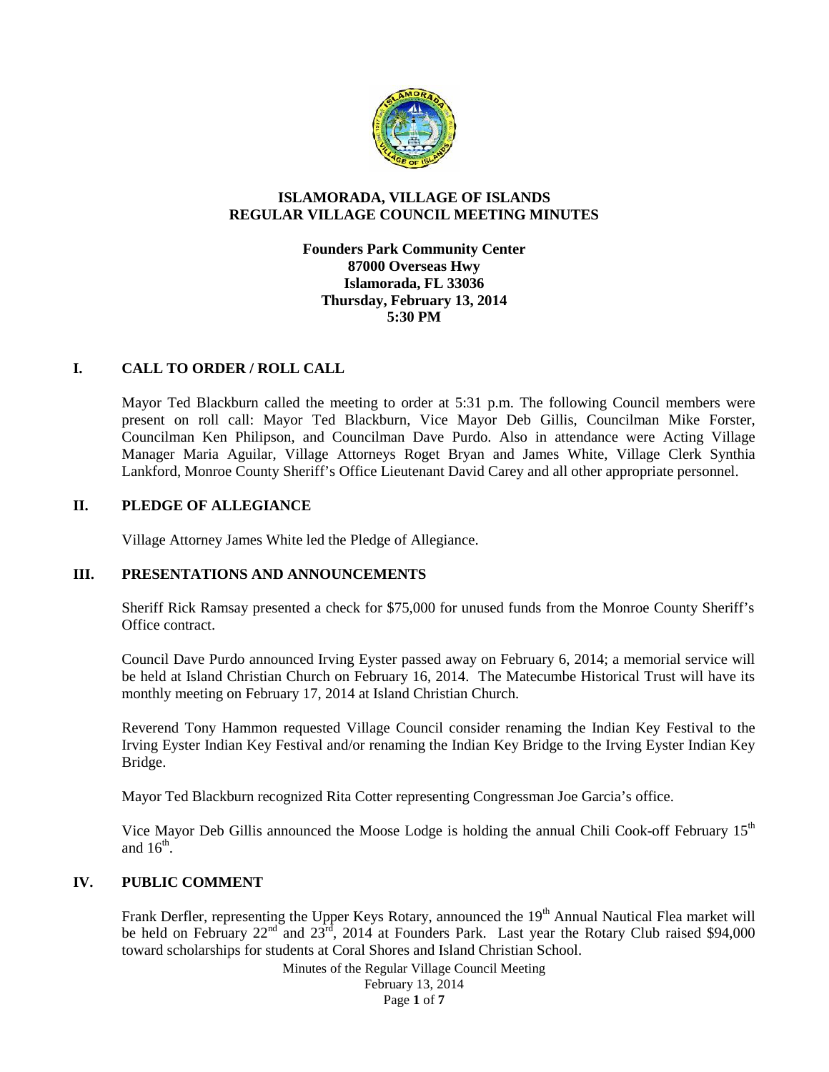# ISLAMORADA, VILLAGE OF ISLANDS
# REGULAR VILLAGE COUNCIL MEETING MINUTES

**Founders Park Community Center**
**87000 Overseas Hwy**
**Islamorada, FL 33036**
**Thursday, February 13, 2014**
**5:30 PM**

## I. CALL TO ORDER / ROLL CALL

Mayor Ted Blackburn called the meeting to order at 5:31 p.m. The following Council members were present on roll call: Mayor Ted Blackburn, Vice Mayor Deb Gillis, Councilman Mike Forster, Councilman Ken Philipson, and Councilman Dave Purdo. Also in attendance were Acting Village Manager Maria Aguilar, Village Attorneys Roget Bryan and James White, Village Clerk Synthia Lankford, Monroe County Sheriff's Office Lieutenant David Carey and all other appropriate personnel.

## II. PLEDGE OF ALLEGIANCE

Village Attorney James White led the Pledge of Allegiance.

## III. PRESENTATIONS AND ANNOUNCEMENTS

Sheriff Rick Ramsay presented a check for $75,000 for unused funds from the Monroe County Sheriff's Office contract.

Council Dave Purdo announced Irving Eyster passed away on February 6, 2014; a memorial service will be held at Island Christian Church on February 16, 2014. The Matecumbe Historical Trust will have its monthly meeting on February 17, 2014 at Island Christian Church.

Reverend Tony Hammon requested Village Council consider renaming the Indian Key Festival to the Irving Eyster Indian Key Festival and/or renaming the Indian Key Bridge to the Irving Eyster Indian Key Bridge.

Mayor Ted Blackburn recognized Rita Cotter representing Congressman Joe Garcia's office.

Vice Mayor Deb Gillis announced the Moose Lodge is holding the annual Chili Cook-off February 15th and 16th.

## IV. PUBLIC COMMENT

Frank Derfler, representing the Upper Keys Rotary, announced the 19th Annual Nautical Flea market will be held on February 22nd and 23rd, 2014 at Founders Park. Last year the Rotary Club raised $94,000 toward scholarships for students at Coral Shores and Island Christian School.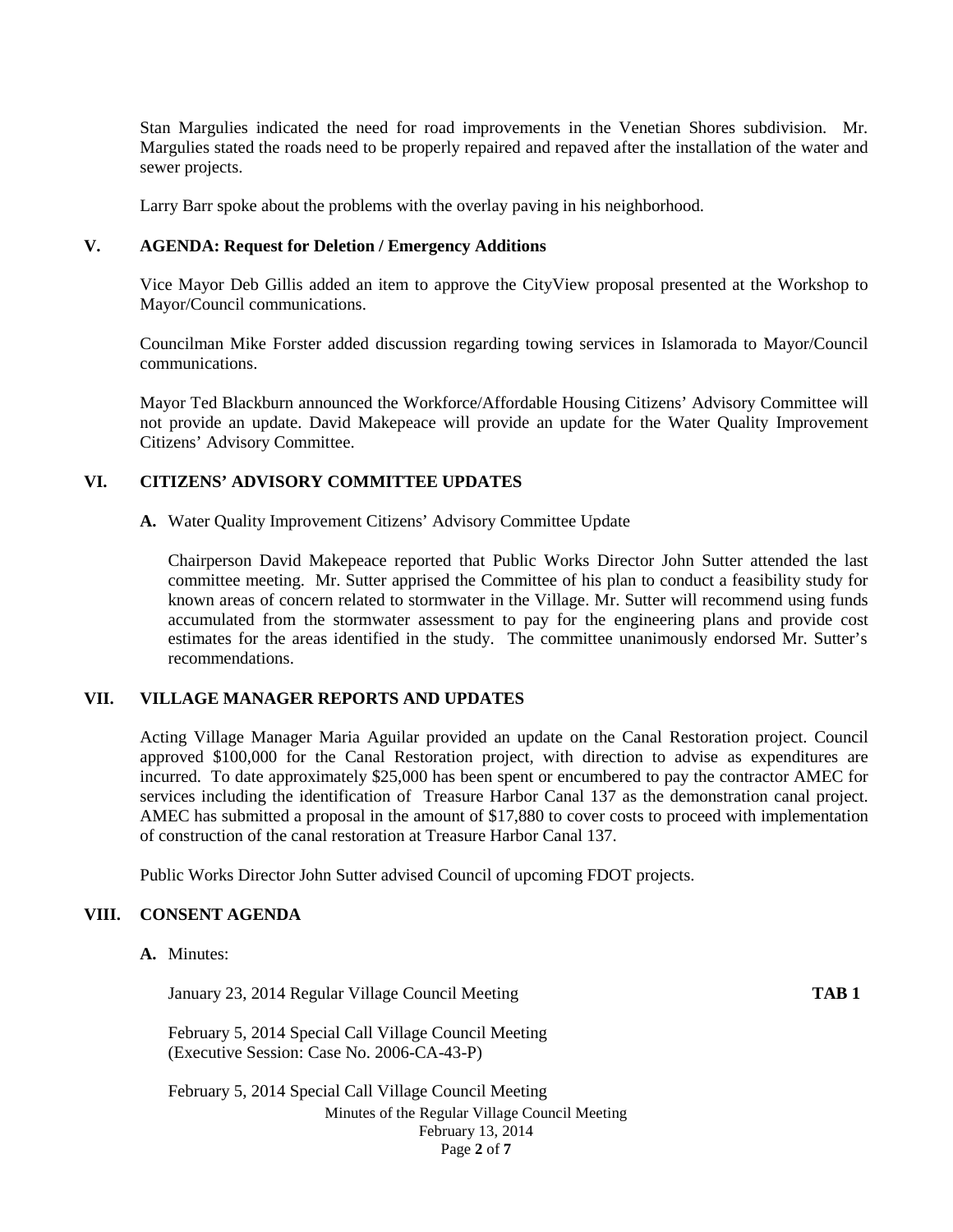Stan Margulies indicated the need for road improvements in the Venetian Shores subdivision. Mr. Margulies stated the roads need to be properly repaired and repaved after the installation of the water and sewer projects.

Larry Barr spoke about the problems with the overlay paving in his neighborhood.

## V. AGENDA: Request for Deletion / Emergency Additions

Vice Mayor Deb Gillis added an item to approve the CityView proposal presented at the Workshop to Mayor/Council communications.

Councilman Mike Forster added discussion regarding towing services in Islamorada to Mayor/Council communications.

Mayor Ted Blackburn announced the Workforce/Affordable Housing Citizens' Advisory Committee will not provide an update. David Makepeace will provide an update for the Water Quality Improvement Citizens' Advisory Committee.

## VI. CITIZENS' ADVISORY COMMITTEE UPDATES

**A.** Water Quality Improvement Citizens' Advisory Committee Update

Chairperson David Makepeace reported that Public Works Director John Sutter attended the last committee meeting. Mr. Sutter apprised the Committee of his plan to conduct a feasibility study for known areas of concern related to stormwater in the Village. Mr. Sutter will recommend using funds accumulated from the stormwater assessment to pay for the engineering plans and provide cost estimates for the areas identified in the study. The committee unanimously endorsed Mr. Sutter's recommendations.

## VII. VILLAGE MANAGER REPORTS AND UPDATES

Acting Village Manager Maria Aguilar provided an update on the Canal Restoration project. Council approved $100,000 for the Canal Restoration project, with direction to advise as expenditures are incurred. To date approximately $25,000 has been spent or encumbered to pay the contractor AMEC for services including the identification of Treasure Harbor Canal 137 as the demonstration canal project. AMEC has submitted a proposal in the amount of $17,880 to cover costs to proceed with implementation of construction of the canal restoration at Treasure Harbor Canal 137.

Public Works Director John Sutter advised Council of upcoming FDOT projects.

## VIII. CONSENT AGENDA

**A.** Minutes:

January 23, 2014 Regular Village Council Meeting **TAB 1**

February 5, 2014 Special Call Village Council Meeting
(Executive Session: Case No. 2006-CA-43-P)

February 5, 2014 Special Call Village Council Meeting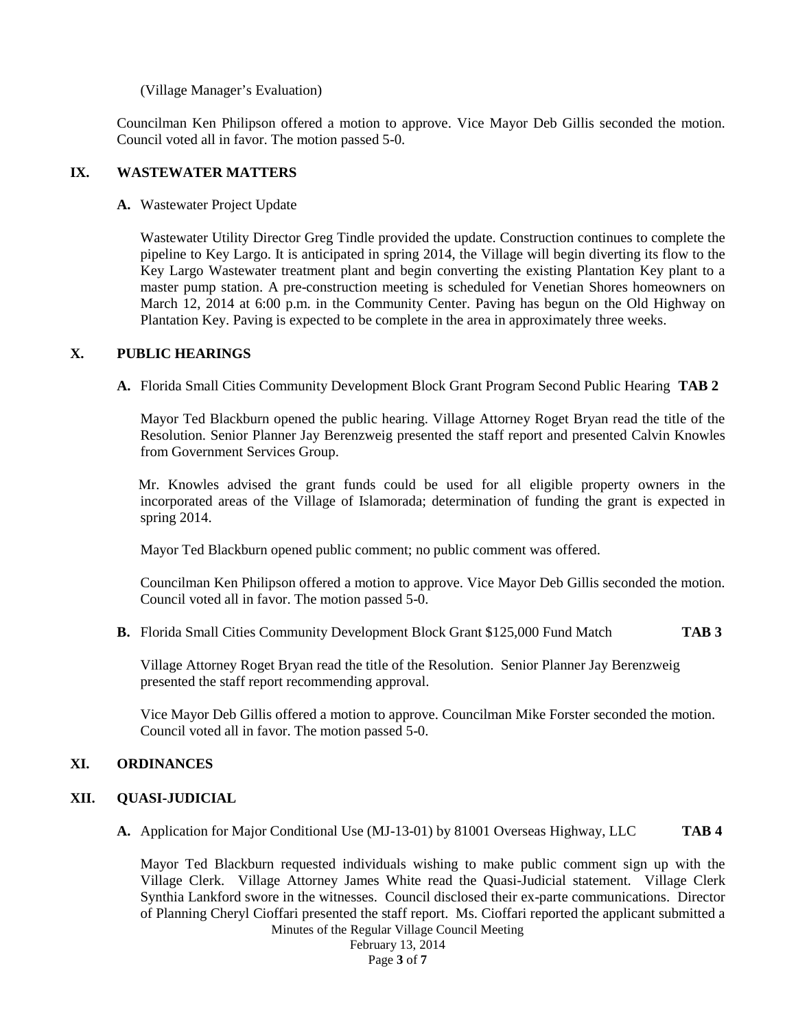(Village Manager's Evaluation)

Councilman Ken Philipson offered a motion to approve. Vice Mayor Deb Gillis seconded the motion. Council voted all in favor. The motion passed 5-0.

## IX. WASTEWATER MATTERS

**A.** Wastewater Project Update

Wastewater Utility Director Greg Tindle provided the update. Construction continues to complete the pipeline to Key Largo. It is anticipated in spring 2014, the Village will begin diverting its flow to the Key Largo Wastewater treatment plant and begin converting the existing Plantation Key plant to a master pump station. A pre-construction meeting is scheduled for Venetian Shores homeowners on March 12, 2014 at 6:00 p.m. in the Community Center. Paving has begun on the Old Highway on Plantation Key. Paving is expected to be complete in the area in approximately three weeks.

## X. PUBLIC HEARINGS

**A.** Florida Small Cities Community Development Block Grant Program Second Public Hearing **TAB 2**

Mayor Ted Blackburn opened the public hearing. Village Attorney Roget Bryan read the title of the Resolution. Senior Planner Jay Berenzweig presented the staff report and presented Calvin Knowles from Government Services Group.

Mr. Knowles advised the grant funds could be used for all eligible property owners in the incorporated areas of the Village of Islamorada; determination of funding the grant is expected in spring 2014.

Mayor Ted Blackburn opened public comment; no public comment was offered.

Councilman Ken Philipson offered a motion to approve. Vice Mayor Deb Gillis seconded the motion. Council voted all in favor. The motion passed 5-0.

**B.** Florida Small Cities Community Development Block Grant $125,000 Fund Match **TAB 3**

Village Attorney Roget Bryan read the title of the Resolution. Senior Planner Jay Berenzweig presented the staff report recommending approval.

Vice Mayor Deb Gillis offered a motion to approve. Councilman Mike Forster seconded the motion. Council voted all in favor. The motion passed 5-0.

## XI. ORDINANCES

## XII. QUASI-JUDICIAL

**A.** Application for Major Conditional Use (MJ-13-01) by 81001 Overseas Highway, LLC **TAB 4**

Mayor Ted Blackburn requested individuals wishing to make public comment sign up with the Village Clerk. Village Attorney James White read the Quasi-Judicial statement. Village Clerk Synthia Lankford swore in the witnesses. Council disclosed their ex-parte communications. Director of Planning Cheryl Cioffari presented the staff report. Ms. Cioffari reported the applicant submitted a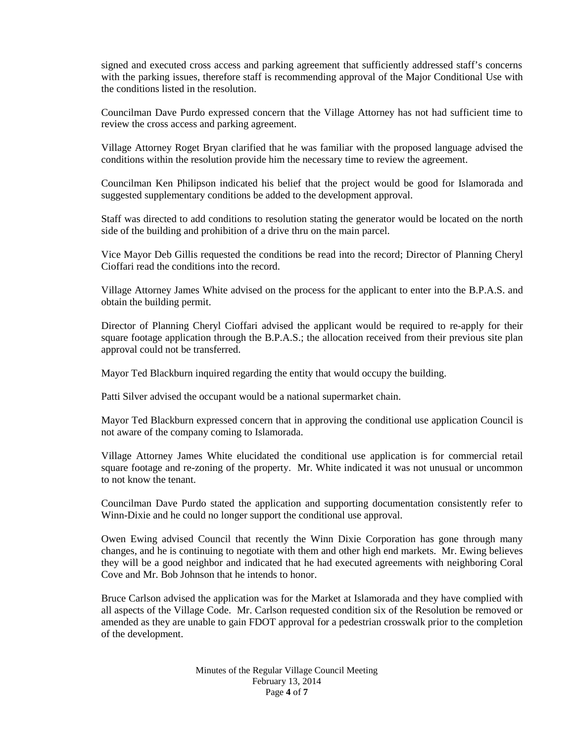signed and executed cross access and parking agreement that sufficiently addressed staff's concerns with the parking issues, therefore staff is recommending approval of the Major Conditional Use with the conditions listed in the resolution.

Councilman Dave Purdo expressed concern that the Village Attorney has not had sufficient time to review the cross access and parking agreement.

Village Attorney Roget Bryan clarified that he was familiar with the proposed language advised the conditions within the resolution provide him the necessary time to review the agreement.

Councilman Ken Philipson indicated his belief that the project would be good for Islamorada and suggested supplementary conditions be added to the development approval.

Staff was directed to add conditions to resolution stating the generator would be located on the north side of the building and prohibition of a drive thru on the main parcel.

Vice Mayor Deb Gillis requested the conditions be read into the record; Director of Planning Cheryl Cioffari read the conditions into the record.

Village Attorney James White advised on the process for the applicant to enter into the B.P.A.S. and obtain the building permit.

Director of Planning Cheryl Cioffari advised the applicant would be required to re-apply for their square footage application through the B.P.A.S.; the allocation received from their previous site plan approval could not be transferred.

Mayor Ted Blackburn inquired regarding the entity that would occupy the building.

Patti Silver advised the occupant would be a national supermarket chain.

Mayor Ted Blackburn expressed concern that in approving the conditional use application Council is not aware of the company coming to Islamorada.

Village Attorney James White elucidated the conditional use application is for commercial retail square footage and re-zoning of the property. Mr. White indicated it was not unusual or uncommon to not know the tenant.

Councilman Dave Purdo stated the application and supporting documentation consistently refer to Winn-Dixie and he could no longer support the conditional use approval.

Owen Ewing advised Council that recently the Winn Dixie Corporation has gone through many changes, and he is continuing to negotiate with them and other high end markets. Mr. Ewing believes they will be a good neighbor and indicated that he had executed agreements with neighboring Coral Cove and Mr. Bob Johnson that he intends to honor.

Bruce Carlson advised the application was for the Market at Islamorada and they have complied with all aspects of the Village Code. Mr. Carlson requested condition six of the Resolution be removed or amended as they are unable to gain FDOT approval for a pedestrian crosswalk prior to the completion of the development.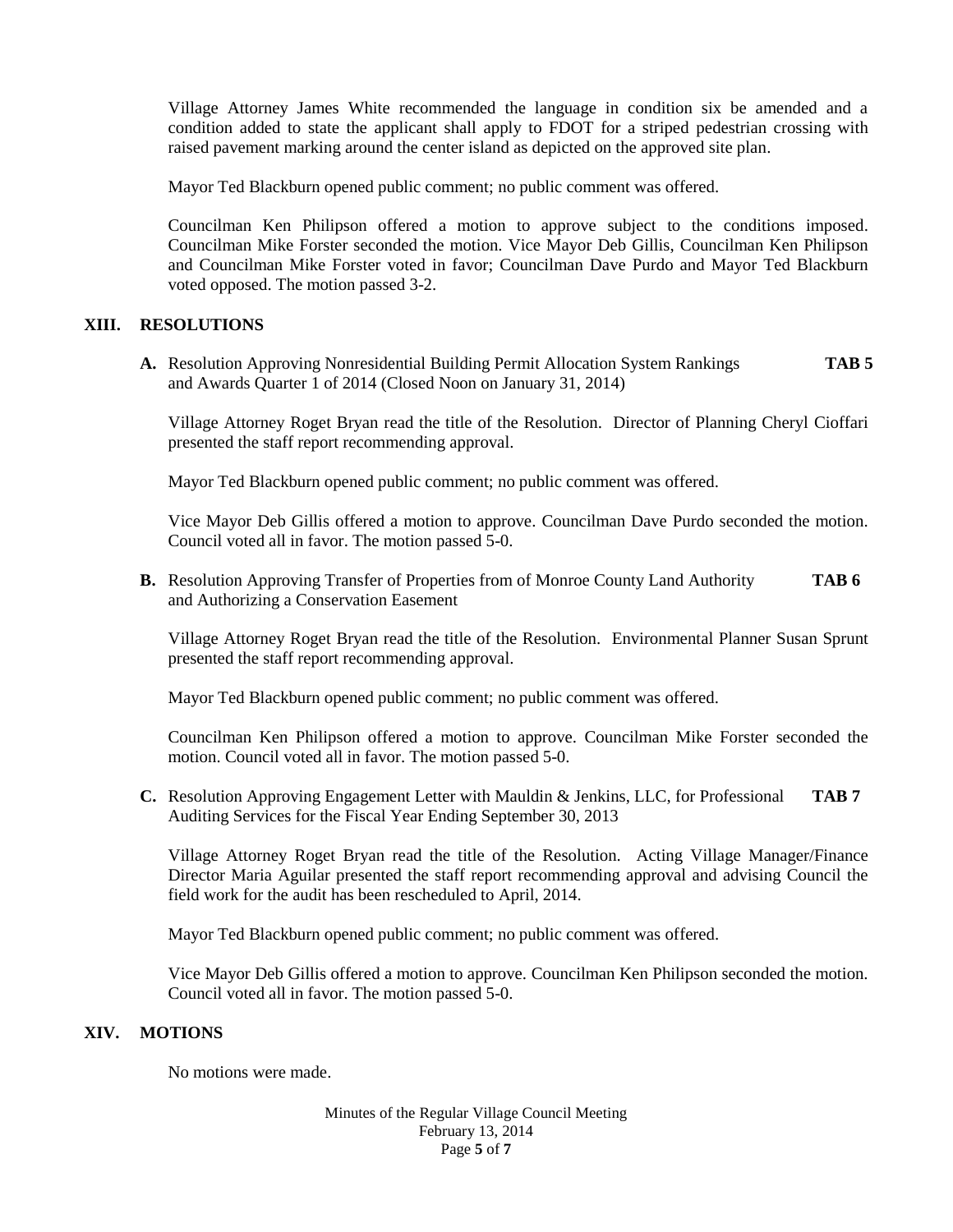Village Attorney James White recommended the language in condition six be amended and a condition added to state the applicant shall apply to FDOT for a striped pedestrian crossing with raised pavement marking around the center island as depicted on the approved site plan.

Mayor Ted Blackburn opened public comment; no public comment was offered.

Councilman Ken Philipson offered a motion to approve subject to the conditions imposed. Councilman Mike Forster seconded the motion. Vice Mayor Deb Gillis, Councilman Ken Philipson and Councilman Mike Forster voted in favor; Councilman Dave Purdo and Mayor Ted Blackburn voted opposed. The motion passed 3-2.

## XIII. RESOLUTIONS

**A.** Resolution Approving Nonresidential Building Permit Allocation System Rankings and Awards Quarter 1 of 2014 (Closed Noon on January 31, 2014) **TAB 5**

Village Attorney Roget Bryan read the title of the Resolution. Director of Planning Cheryl Cioffari presented the staff report recommending approval.

Mayor Ted Blackburn opened public comment; no public comment was offered.

Vice Mayor Deb Gillis offered a motion to approve. Councilman Dave Purdo seconded the motion. Council voted all in favor. The motion passed 5-0.

**B.** Resolution Approving Transfer of Properties from of Monroe County Land Authority and Authorizing a Conservation Easement **TAB 6**

Village Attorney Roget Bryan read the title of the Resolution. Environmental Planner Susan Sprunt presented the staff report recommending approval.

Mayor Ted Blackburn opened public comment; no public comment was offered.

Councilman Ken Philipson offered a motion to approve. Councilman Mike Forster seconded the motion. Council voted all in favor. The motion passed 5-0.

**C.** Resolution Approving Engagement Letter with Mauldin & Jenkins, LLC, for Professional Auditing Services for the Fiscal Year Ending September 30, 2013 **TAB 7**

Village Attorney Roget Bryan read the title of the Resolution. Acting Village Manager/Finance Director Maria Aguilar presented the staff report recommending approval and advising Council the field work for the audit has been rescheduled to April, 2014.

Mayor Ted Blackburn opened public comment; no public comment was offered.

Vice Mayor Deb Gillis offered a motion to approve. Councilman Ken Philipson seconded the motion. Council voted all in favor. The motion passed 5-0.

## XIV. MOTIONS

No motions were made.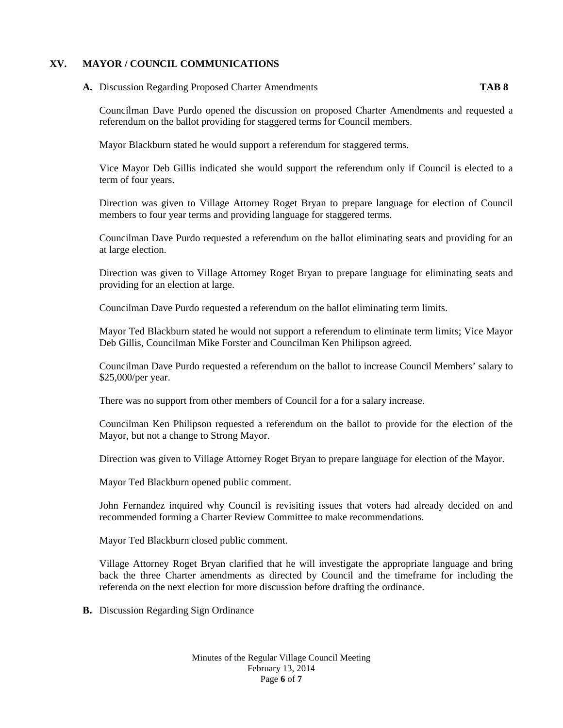## XV. MAYOR / COUNCIL COMMUNICATIONS

**A.** Discussion Regarding Proposed Charter Amendments **TAB 8**

Councilman Dave Purdo opened the discussion on proposed Charter Amendments and requested a referendum on the ballot providing for staggered terms for Council members.

Mayor Blackburn stated he would support a referendum for staggered terms.

Vice Mayor Deb Gillis indicated she would support the referendum only if Council is elected to a term of four years.

Direction was given to Village Attorney Roget Bryan to prepare language for election of Council members to four year terms and providing language for staggered terms.

Councilman Dave Purdo requested a referendum on the ballot eliminating seats and providing for an at large election.

Direction was given to Village Attorney Roget Bryan to prepare language for eliminating seats and providing for an election at large.

Councilman Dave Purdo requested a referendum on the ballot eliminating term limits.

Mayor Ted Blackburn stated he would not support a referendum to eliminate term limits; Vice Mayor Deb Gillis, Councilman Mike Forster and Councilman Ken Philipson agreed.

Councilman Dave Purdo requested a referendum on the ballot to increase Council Members' salary to $25,000/per year.

There was no support from other members of Council for a for a salary increase.

Councilman Ken Philipson requested a referendum on the ballot to provide for the election of the Mayor, but not a change to Strong Mayor.

Direction was given to Village Attorney Roget Bryan to prepare language for election of the Mayor.

Mayor Ted Blackburn opened public comment.

John Fernandez inquired why Council is revisiting issues that voters had already decided on and recommended forming a Charter Review Committee to make recommendations.

Mayor Ted Blackburn closed public comment.

Village Attorney Roget Bryan clarified that he will investigate the appropriate language and bring back the three Charter amendments as directed by Council and the timeframe for including the referenda on the next election for more discussion before drafting the ordinance.

**B.** Discussion Regarding Sign Ordinance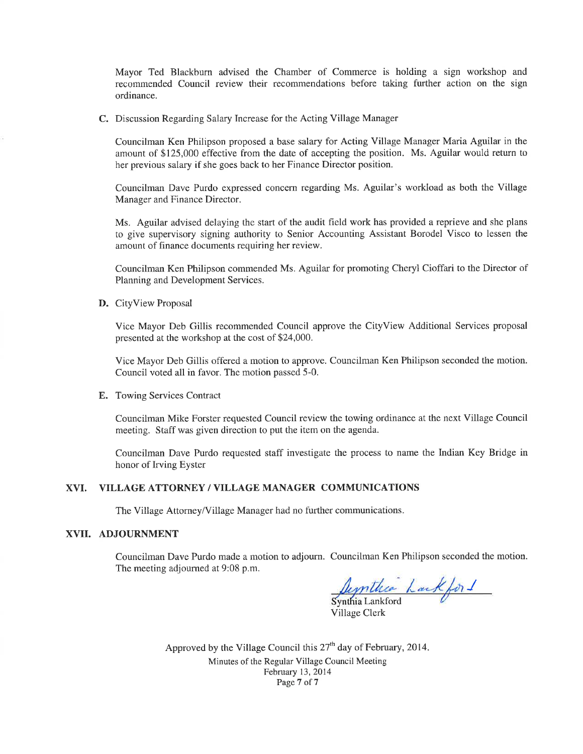Mayor Ted Blackburn advised the Chamber of Commerce is holding a sign workshop and recommended Council review their recommendations before taking further action on the sign ordinance.

**C.** Discussion Regarding Salary Increase for the Acting Village Manager

Councilman Ken Philipson proposed a base salary for Acting Village Manager Maria Aguilar in the amount of $125,000 effective from the date of accepting the position. Ms. Aguilar would return to her previous salary if she goes back to her Finance Director position.

Councilman Dave Purdo expressed concern regarding Ms. Aguilar's workload as both the Village Manager and Finance Director.

Ms. Aguilar advised delaying the start of the audit field work has provided a reprieve and she plans to give supervisory signing authority to Senior Accounting Assistant Borodel Visco to lessen the amount of finance documents requiring her review.

Councilman Ken Philipson commended Ms. Aguilar for promoting Cheryl Cioffari to the Director of Planning and Development Services.

**D.** CityView Proposal

Vice Mayor Deb Gillis recommended Council approve the CityView Additional Services proposal presented at the workshop at the cost of $24,000.

Vice Mayor Deb Gillis offered a motion to approve. Councilman Ken Philipson seconded the motion. Council voted all in favor. The motion passed 5-0.

**E.** Towing Services Contract

Councilman Mike Forster requested Council review the towing ordinance at the next Village Council meeting. Staff was given direction to put the item on the agenda.

Councilman Dave Purdo requested staff investigate the process to name the Indian Key Bridge in honor of Irving Eyster

## XVI. VILLAGE ATTORNEY / VILLAGE MANAGER COMMUNICATIONS

The Village Attorney/Village Manager had no further communications.

## XVII. ADJOURNMENT

Councilman Dave Purdo made a motion to adjourn. Councilman Ken Philipson seconded the motion. The meeting adjourned at 9:08 p.m.

Synthia Lankford
Village Clerk

Approved by the Village Council this 27th day of February, 2014.

Minutes of the Regular Village Council Meeting
February 13, 2014